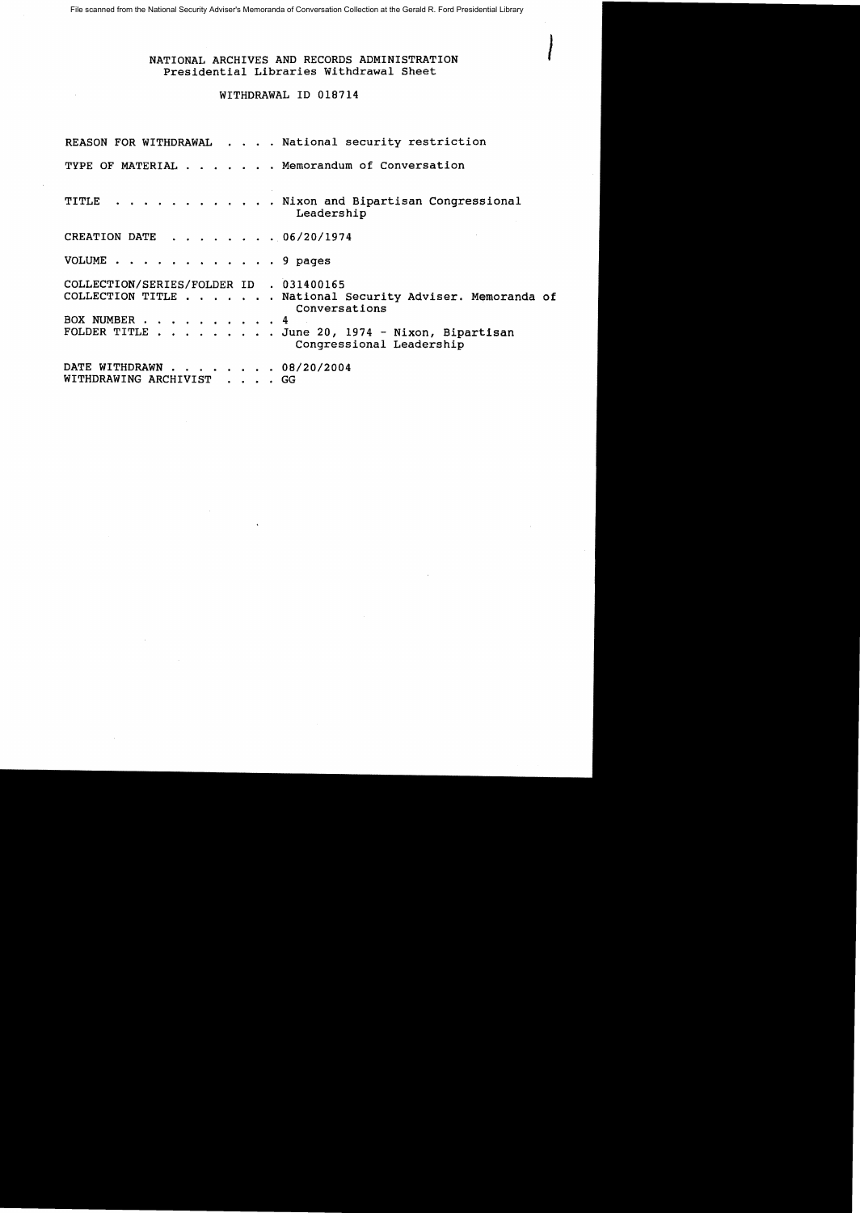File scanned from the National Security Adviser's Memoranda of Conversation Collection at the Gerald R. Ford Presidential Library

NATIONAL ARCHIVES AND RECORDS ADMINISTRATION
Presidential Libraries Withdrawal Sheet

WITHDRAWAL ID 018714

REASON FOR WITHDRAWAL . . . . National security restriction

TYPE OF MATERIAL . . . . . . . Memorandum of Conversation

TITLE . . . . . . . . . . . . Nixon and Bipartisan Congressional Leadership

CREATION DATE . . . . . . . . 06/20/1974

VOLUME . . . . . . . . . . . . 9 pages

COLLECTION/SERIES/FOLDER ID . 031400165
COLLECTION TITLE . . . . . . . National Security Adviser. Memoranda of Conversations
BOX NUMBER . . . . . . . . . . 4
FOLDER TITLE . . . . . . . . . June 20, 1974 - Nixon, Bipartisan Congressional Leadership

DATE WITHDRAWN . . . . . . . . 08/20/2004
WITHDRAWING ARCHIVIST . . . . GG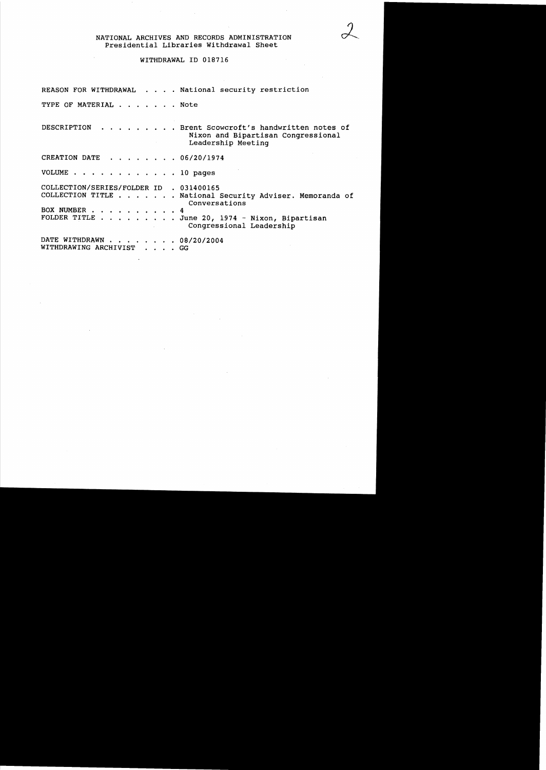NATIONAL ARCHIVES AND RECORDS ADMINISTRATION
Presidential Libraries Withdrawal Sheet

WITHDRAWAL ID 018716

| | |
|---|---|
| REASON FOR WITHDRAWAL . . . . | National security restriction |
| TYPE OF MATERIAL . . . . . . . | Note |
| DESCRIPTION . . . . . . . . . | Brent Scowcroft's handwritten notes of Nixon and Bipartisan Congressional Leadership Meeting |
| CREATION DATE . . . . . . . . | 06/20/1974 |
| VOLUME . . . . . . . . . . . . | 10 pages |
| COLLECTION/SERIES/FOLDER ID . | 031400165 |
| COLLECTION TITLE . . . . . . . | National Security Adviser. Memoranda of Conversations |
| BOX NUMBER . . . . . . . . . . | 4 |
| FOLDER TITLE . . . . . . . . . | June 20, 1974 - Nixon, Bipartisan Congressional Leadership |
| DATE WITHDRAWN . . . . . . . . | 08/20/2004 |
| WITHDRAWING ARCHIVIST . . . . | GG |